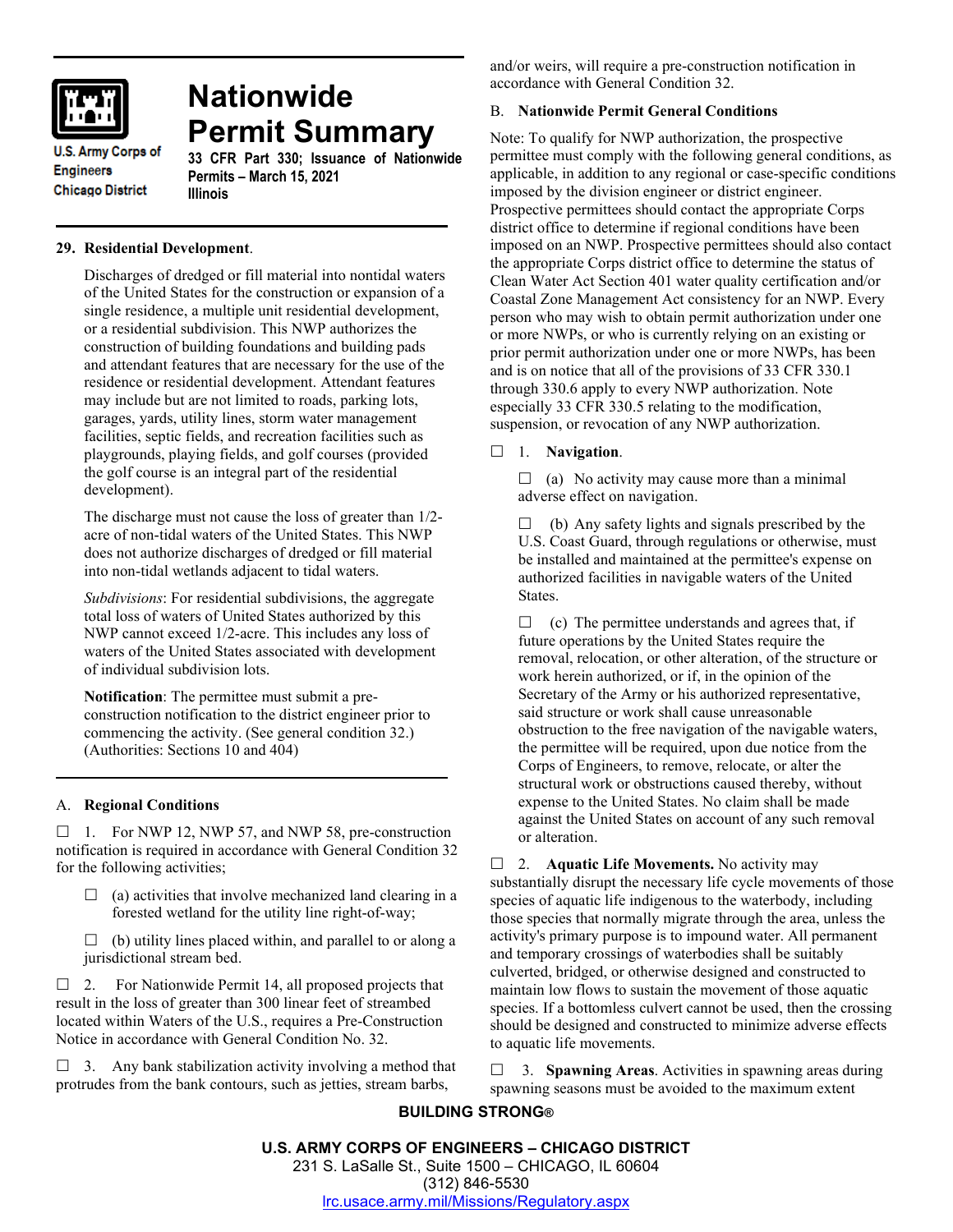U.S. Army Corps of Engineers
Chicago District

# Nationwide Permit Summary

**33 CFR Part 330; Issuance of Nationwide Permits – March 15, 2021**
**Illinois**

## 29. Residential Development.

Discharges of dredged or fill material into nontidal waters of the United States for the construction or expansion of a single residence, a multiple unit residential development, or a residential subdivision. This NWP authorizes the construction of building foundations and building pads and attendant features that are necessary for the use of the residence or residential development. Attendant features may include but are not limited to roads, parking lots, garages, yards, utility lines, storm water management facilities, septic fields, and recreation facilities such as playgrounds, playing fields, and golf courses (provided the golf course is an integral part of the residential development).

The discharge must not cause the loss of greater than 1/2-acre of non-tidal waters of the United States. This NWP does not authorize discharges of dredged or fill material into non-tidal wetlands adjacent to tidal waters.

*Subdivisions*: For residential subdivisions, the aggregate total loss of waters of United States authorized by this NWP cannot exceed 1/2-acre. This includes any loss of waters of the United States associated with development of individual subdivision lots.

**Notification**: The permittee must submit a pre-construction notification to the district engineer prior to commencing the activity. (See general condition 32.) (Authorities: Sections 10 and 404)

## A. Regional Conditions

☐ 1. For NWP 12, NWP 57, and NWP 58, pre-construction notification is required in accordance with General Condition 32 for the following activities;

☐ (a) activities that involve mechanized land clearing in a forested wetland for the utility line right-of-way;

☐ (b) utility lines placed within, and parallel to or along a jurisdictional stream bed.

☐ 2. For Nationwide Permit 14, all proposed projects that result in the loss of greater than 300 linear feet of streambed located within Waters of the U.S., requires a Pre-Construction Notice in accordance with General Condition No. 32.

☐ 3. Any bank stabilization activity involving a method that protrudes from the bank contours, such as jetties, stream barbs, and/or weirs, will require a pre-construction notification in accordance with General Condition 32.

## B. Nationwide Permit General Conditions

Note: To qualify for NWP authorization, the prospective permittee must comply with the following general conditions, as applicable, in addition to any regional or case-specific conditions imposed by the division engineer or district engineer. Prospective permittees should contact the appropriate Corps district office to determine if regional conditions have been imposed on an NWP. Prospective permittees should also contact the appropriate Corps district office to determine the status of Clean Water Act Section 401 water quality certification and/or Coastal Zone Management Act consistency for an NWP. Every person who may wish to obtain permit authorization under one or more NWPs, or who is currently relying on an existing or prior permit authorization under one or more NWPs, has been and is on notice that all of the provisions of 33 CFR 330.1 through 330.6 apply to every NWP authorization. Note especially 33 CFR 330.5 relating to the modification, suspension, or revocation of any NWP authorization.

☐ 1. **Navigation**.

☐ (a) No activity may cause more than a minimal adverse effect on navigation.

☐ (b) Any safety lights and signals prescribed by the U.S. Coast Guard, through regulations or otherwise, must be installed and maintained at the permittee's expense on authorized facilities in navigable waters of the United States.

☐ (c) The permittee understands and agrees that, if future operations by the United States require the removal, relocation, or other alteration, of the structure or work herein authorized, or if, in the opinion of the Secretary of the Army or his authorized representative, said structure or work shall cause unreasonable obstruction to the free navigation of the navigable waters, the permittee will be required, upon due notice from the Corps of Engineers, to remove, relocate, or alter the structural work or obstructions caused thereby, without expense to the United States. No claim shall be made against the United States on account of any such removal or alteration.

☐ 2. **Aquatic Life Movements.** No activity may substantially disrupt the necessary life cycle movements of those species of aquatic life indigenous to the waterbody, including those species that normally migrate through the area, unless the activity's primary purpose is to impound water. All permanent and temporary crossings of waterbodies shall be suitably culverted, bridged, or otherwise designed and constructed to maintain low flows to sustain the movement of those aquatic species. If a bottomless culvert cannot be used, then the crossing should be designed and constructed to minimize adverse effects to aquatic life movements.

☐ 3. **Spawning Areas**. Activities in spawning areas during spawning seasons must be avoided to the maximum extent

**BUILDING STRONG®**

**U.S. ARMY CORPS OF ENGINEERS – CHICAGO DISTRICT**
231 S. LaSalle St., Suite 1500 – CHICAGO, IL 60604
(312) 846-5530
lrc.usace.army.mil/Missions/Regulatory.aspx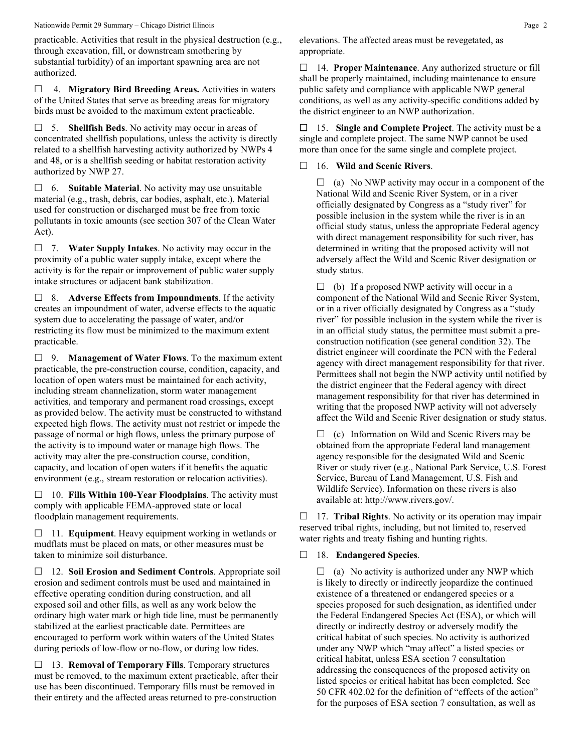practicable. Activities that result in the physical destruction (e.g., through excavation, fill, or downstream smothering by substantial turbidity) of an important spawning area are not authorized.

☐ 4. **Migratory Bird Breeding Areas.** Activities in waters of the United States that serve as breeding areas for migratory birds must be avoided to the maximum extent practicable.

☐ 5. **Shellfish Beds**. No activity may occur in areas of concentrated shellfish populations, unless the activity is directly related to a shellfish harvesting activity authorized by NWPs 4 and 48, or is a shellfish seeding or habitat restoration activity authorized by NWP 27.

☐ 6. **Suitable Material**. No activity may use unsuitable material (e.g., trash, debris, car bodies, asphalt, etc.). Material used for construction or discharged must be free from toxic pollutants in toxic amounts (see section 307 of the Clean Water Act).

☐ 7. **Water Supply Intakes**. No activity may occur in the proximity of a public water supply intake, except where the activity is for the repair or improvement of public water supply intake structures or adjacent bank stabilization.

☐ 8. **Adverse Effects from Impoundments**. If the activity creates an impoundment of water, adverse effects to the aquatic system due to accelerating the passage of water, and/or restricting its flow must be minimized to the maximum extent practicable.

☐ 9. **Management of Water Flows**. To the maximum extent practicable, the pre-construction course, condition, capacity, and location of open waters must be maintained for each activity, including stream channelization, storm water management activities, and temporary and permanent road crossings, except as provided below. The activity must be constructed to withstand expected high flows. The activity must not restrict or impede the passage of normal or high flows, unless the primary purpose of the activity is to impound water or manage high flows. The activity may alter the pre-construction course, condition, capacity, and location of open waters if it benefits the aquatic environment (e.g., stream restoration or relocation activities).

☐ 10. **Fills Within 100-Year Floodplains**. The activity must comply with applicable FEMA-approved state or local floodplain management requirements.

☐ 11. **Equipment**. Heavy equipment working in wetlands or mudflats must be placed on mats, or other measures must be taken to minimize soil disturbance.

☐ 12. **Soil Erosion and Sediment Controls**. Appropriate soil erosion and sediment controls must be used and maintained in effective operating condition during construction, and all exposed soil and other fills, as well as any work below the ordinary high water mark or high tide line, must be permanently stabilized at the earliest practicable date. Permittees are encouraged to perform work within waters of the United States during periods of low-flow or no-flow, or during low tides.

☐ 13. **Removal of Temporary Fills**. Temporary structures must be removed, to the maximum extent practicable, after their use has been discontinued. Temporary fills must be removed in their entirety and the affected areas returned to pre-construction elevations. The affected areas must be revegetated, as appropriate.

☐ 14. **Proper Maintenance**. Any authorized structure or fill shall be properly maintained, including maintenance to ensure public safety and compliance with applicable NWP general conditions, as well as any activity-specific conditions added by the district engineer to an NWP authorization.

☐ 15. **Single and Complete Project**. The activity must be a single and complete project. The same NWP cannot be used more than once for the same single and complete project.

☐ 16. **Wild and Scenic Rivers**.

☐ (a) No NWP activity may occur in a component of the National Wild and Scenic River System, or in a river officially designated by Congress as a "study river" for possible inclusion in the system while the river is in an official study status, unless the appropriate Federal agency with direct management responsibility for such river, has determined in writing that the proposed activity will not adversely affect the Wild and Scenic River designation or study status.

☐ (b) If a proposed NWP activity will occur in a component of the National Wild and Scenic River System, or in a river officially designated by Congress as a "study river" for possible inclusion in the system while the river is in an official study status, the permittee must submit a pre-construction notification (see general condition 32). The district engineer will coordinate the PCN with the Federal agency with direct management responsibility for that river. Permittees shall not begin the NWP activity until notified by the district engineer that the Federal agency with direct management responsibility for that river has determined in writing that the proposed NWP activity will not adversely affect the Wild and Scenic River designation or study status.

☐ (c) Information on Wild and Scenic Rivers may be obtained from the appropriate Federal land management agency responsible for the designated Wild and Scenic River or study river (e.g., National Park Service, U.S. Forest Service, Bureau of Land Management, U.S. Fish and Wildlife Service). Information on these rivers is also available at: http://www.rivers.gov/.

☐ 17. **Tribal Rights**. No activity or its operation may impair reserved tribal rights, including, but not limited to, reserved water rights and treaty fishing and hunting rights.

☐ 18. **Endangered Species**.

☐ (a) No activity is authorized under any NWP which is likely to directly or indirectly jeopardize the continued existence of a threatened or endangered species or a species proposed for such designation, as identified under the Federal Endangered Species Act (ESA), or which will directly or indirectly destroy or adversely modify the critical habitat of such species. No activity is authorized under any NWP which "may affect" a listed species or critical habitat, unless ESA section 7 consultation addressing the consequences of the proposed activity on listed species or critical habitat has been completed. See 50 CFR 402.02 for the definition of "effects of the action" for the purposes of ESA section 7 consultation, as well as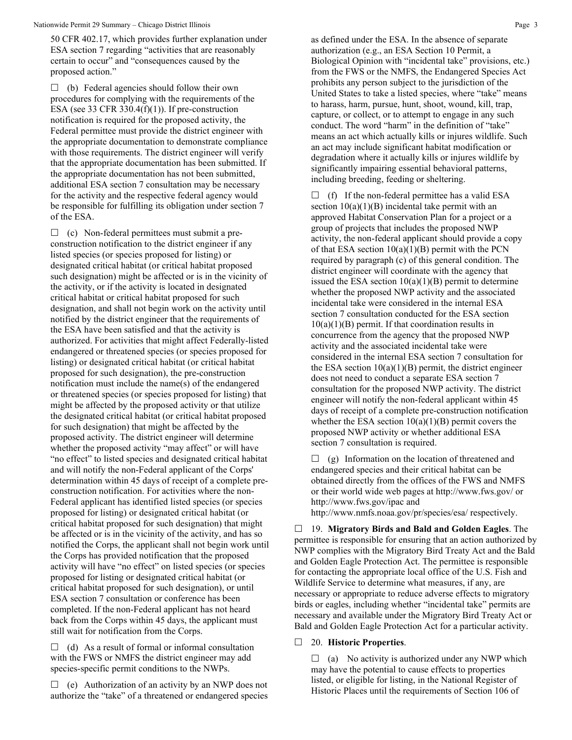50 CFR 402.17, which provides further explanation under ESA section 7 regarding "activities that are reasonably certain to occur" and "consequences caused by the proposed action."

☐ (b) Federal agencies should follow their own procedures for complying with the requirements of the ESA (see 33 CFR 330.4(f)(1)). If pre-construction notification is required for the proposed activity, the Federal permittee must provide the district engineer with the appropriate documentation to demonstrate compliance with those requirements. The district engineer will verify that the appropriate documentation has been submitted. If the appropriate documentation has not been submitted, additional ESA section 7 consultation may be necessary for the activity and the respective federal agency would be responsible for fulfilling its obligation under section 7 of the ESA.

☐ (c) Non-federal permittees must submit a pre-construction notification to the district engineer if any listed species (or species proposed for listing) or designated critical habitat (or critical habitat proposed such designation) might be affected or is in the vicinity of the activity, or if the activity is located in designated critical habitat or critical habitat proposed for such designation, and shall not begin work on the activity until notified by the district engineer that the requirements of the ESA have been satisfied and that the activity is authorized. For activities that might affect Federally-listed endangered or threatened species (or species proposed for listing) or designated critical habitat (or critical habitat proposed for such designation), the pre-construction notification must include the name(s) of the endangered or threatened species (or species proposed for listing) that might be affected by the proposed activity or that utilize the designated critical habitat (or critical habitat proposed for such designation) that might be affected by the proposed activity. The district engineer will determine whether the proposed activity "may affect" or will have "no effect" to listed species and designated critical habitat and will notify the non-Federal applicant of the Corps' determination within 45 days of receipt of a complete pre-construction notification. For activities where the non-Federal applicant has identified listed species (or species proposed for listing) or designated critical habitat (or critical habitat proposed for such designation) that might be affected or is in the vicinity of the activity, and has so notified the Corps, the applicant shall not begin work until the Corps has provided notification that the proposed activity will have "no effect" on listed species (or species proposed for listing or designated critical habitat (or critical habitat proposed for such designation), or until ESA section 7 consultation or conference has been completed. If the non-Federal applicant has not heard back from the Corps within 45 days, the applicant must still wait for notification from the Corps.

☐ (d) As a result of formal or informal consultation with the FWS or NMFS the district engineer may add species-specific permit conditions to the NWPs.

☐ (e) Authorization of an activity by an NWP does not authorize the "take" of a threatened or endangered species as defined under the ESA. In the absence of separate authorization (e.g., an ESA Section 10 Permit, a Biological Opinion with "incidental take" provisions, etc.) from the FWS or the NMFS, the Endangered Species Act prohibits any person subject to the jurisdiction of the United States to take a listed species, where "take" means to harass, harm, pursue, hunt, shoot, wound, kill, trap, capture, or collect, or to attempt to engage in any such conduct. The word "harm" in the definition of "take" means an act which actually kills or injures wildlife. Such an act may include significant habitat modification or degradation where it actually kills or injures wildlife by significantly impairing essential behavioral patterns, including breeding, feeding or sheltering.

☐ (f) If the non-federal permittee has a valid ESA section 10(a)(1)(B) incidental take permit with an approved Habitat Conservation Plan for a project or a group of projects that includes the proposed NWP activity, the non-federal applicant should provide a copy of that ESA section 10(a)(1)(B) permit with the PCN required by paragraph (c) of this general condition. The district engineer will coordinate with the agency that issued the ESA section 10(a)(1)(B) permit to determine whether the proposed NWP activity and the associated incidental take were considered in the internal ESA section 7 consultation conducted for the ESA section 10(a)(1)(B) permit. If that coordination results in concurrence from the agency that the proposed NWP activity and the associated incidental take were considered in the internal ESA section 7 consultation for the ESA section 10(a)(1)(B) permit, the district engineer does not need to conduct a separate ESA section 7 consultation for the proposed NWP activity. The district engineer will notify the non-federal applicant within 45 days of receipt of a complete pre-construction notification whether the ESA section 10(a)(1)(B) permit covers the proposed NWP activity or whether additional ESA section 7 consultation is required.

☐ (g) Information on the location of threatened and endangered species and their critical habitat can be obtained directly from the offices of the FWS and NMFS or their world wide web pages at http://www.fws.gov/ or http://www.fws.gov/ipac and http://www.nmfs.noaa.gov/pr/species/esa/ respectively.

☐ 19. **Migratory Birds and Bald and Golden Eagles**. The permittee is responsible for ensuring that an action authorized by NWP complies with the Migratory Bird Treaty Act and the Bald and Golden Eagle Protection Act. The permittee is responsible for contacting the appropriate local office of the U.S. Fish and Wildlife Service to determine what measures, if any, are necessary or appropriate to reduce adverse effects to migratory birds or eagles, including whether "incidental take" permits are necessary and available under the Migratory Bird Treaty Act or Bald and Golden Eagle Protection Act for a particular activity.

☐ 20. **Historic Properties**.

☐ (a) No activity is authorized under any NWP which may have the potential to cause effects to properties listed, or eligible for listing, in the National Register of Historic Places until the requirements of Section 106 of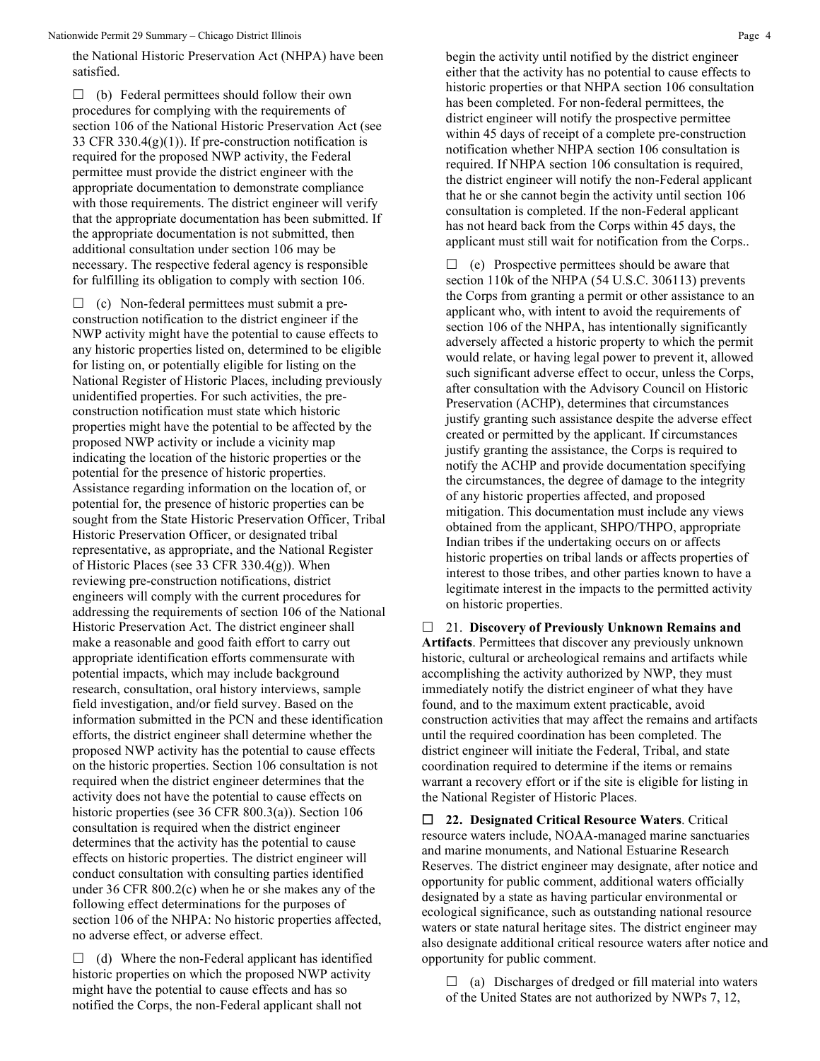the National Historic Preservation Act (NHPA) have been satisfied.

☐ (b) Federal permittees should follow their own procedures for complying with the requirements of section 106 of the National Historic Preservation Act (see 33 CFR 330.4(g)(1)). If pre-construction notification is required for the proposed NWP activity, the Federal permittee must provide the district engineer with the appropriate documentation to demonstrate compliance with those requirements. The district engineer will verify that the appropriate documentation has been submitted. If the appropriate documentation is not submitted, then additional consultation under section 106 may be necessary. The respective federal agency is responsible for fulfilling its obligation to comply with section 106.

☐ (c) Non-federal permittees must submit a pre-construction notification to the district engineer if the NWP activity might have the potential to cause effects to any historic properties listed on, determined to be eligible for listing on, or potentially eligible for listing on the National Register of Historic Places, including previously unidentified properties. For such activities, the pre-construction notification must state which historic properties might have the potential to be affected by the proposed NWP activity or include a vicinity map indicating the location of the historic properties or the potential for the presence of historic properties. Assistance regarding information on the location of, or potential for, the presence of historic properties can be sought from the State Historic Preservation Officer, Tribal Historic Preservation Officer, or designated tribal representative, as appropriate, and the National Register of Historic Places (see 33 CFR 330.4(g)). When reviewing pre-construction notifications, district engineers will comply with the current procedures for addressing the requirements of section 106 of the National Historic Preservation Act. The district engineer shall make a reasonable and good faith effort to carry out appropriate identification efforts commensurate with potential impacts, which may include background research, consultation, oral history interviews, sample field investigation, and/or field survey. Based on the information submitted in the PCN and these identification efforts, the district engineer shall determine whether the proposed NWP activity has the potential to cause effects on the historic properties. Section 106 consultation is not required when the district engineer determines that the activity does not have the potential to cause effects on historic properties (see 36 CFR 800.3(a)). Section 106 consultation is required when the district engineer determines that the activity has the potential to cause effects on historic properties. The district engineer will conduct consultation with consulting parties identified under 36 CFR 800.2(c) when he or she makes any of the following effect determinations for the purposes of section 106 of the NHPA: No historic properties affected, no adverse effect, or adverse effect.

☐ (d) Where the non-Federal applicant has identified historic properties on which the proposed NWP activity might have the potential to cause effects and has so notified the Corps, the non-Federal applicant shall not begin the activity until notified by the district engineer either that the activity has no potential to cause effects to historic properties or that NHPA section 106 consultation has been completed. For non-federal permittees, the district engineer will notify the prospective permittee within 45 days of receipt of a complete pre-construction notification whether NHPA section 106 consultation is required. If NHPA section 106 consultation is required, the district engineer will notify the non-Federal applicant that he or she cannot begin the activity until section 106 consultation is completed. If the non-Federal applicant has not heard back from the Corps within 45 days, the applicant must still wait for notification from the Corps..

☐ (e) Prospective permittees should be aware that section 110k of the NHPA (54 U.S.C. 306113) prevents the Corps from granting a permit or other assistance to an applicant who, with intent to avoid the requirements of section 106 of the NHPA, has intentionally significantly adversely affected a historic property to which the permit would relate, or having legal power to prevent it, allowed such significant adverse effect to occur, unless the Corps, after consultation with the Advisory Council on Historic Preservation (ACHP), determines that circumstances justify granting such assistance despite the adverse effect created or permitted by the applicant. If circumstances justify granting the assistance, the Corps is required to notify the ACHP and provide documentation specifying the circumstances, the degree of damage to the integrity of any historic properties affected, and proposed mitigation. This documentation must include any views obtained from the applicant, SHPO/THPO, appropriate Indian tribes if the undertaking occurs on or affects historic properties on tribal lands or affects properties of interest to those tribes, and other parties known to have a legitimate interest in the impacts to the permitted activity on historic properties.

☐ 21. **Discovery of Previously Unknown Remains and Artifacts**. Permittees that discover any previously unknown historic, cultural or archeological remains and artifacts while accomplishing the activity authorized by NWP, they must immediately notify the district engineer of what they have found, and to the maximum extent practicable, avoid construction activities that may affect the remains and artifacts until the required coordination has been completed. The district engineer will initiate the Federal, Tribal, and state coordination required to determine if the items or remains warrant a recovery effort or if the site is eligible for listing in the National Register of Historic Places.

☐ **22. Designated Critical Resource Waters**. Critical resource waters include, NOAA-managed marine sanctuaries and marine monuments, and National Estuarine Research Reserves. The district engineer may designate, after notice and opportunity for public comment, additional waters officially designated by a state as having particular environmental or ecological significance, such as outstanding national resource waters or state natural heritage sites. The district engineer may also designate additional critical resource waters after notice and opportunity for public comment.

☐ (a) Discharges of dredged or fill material into waters of the United States are not authorized by NWPs 7, 12,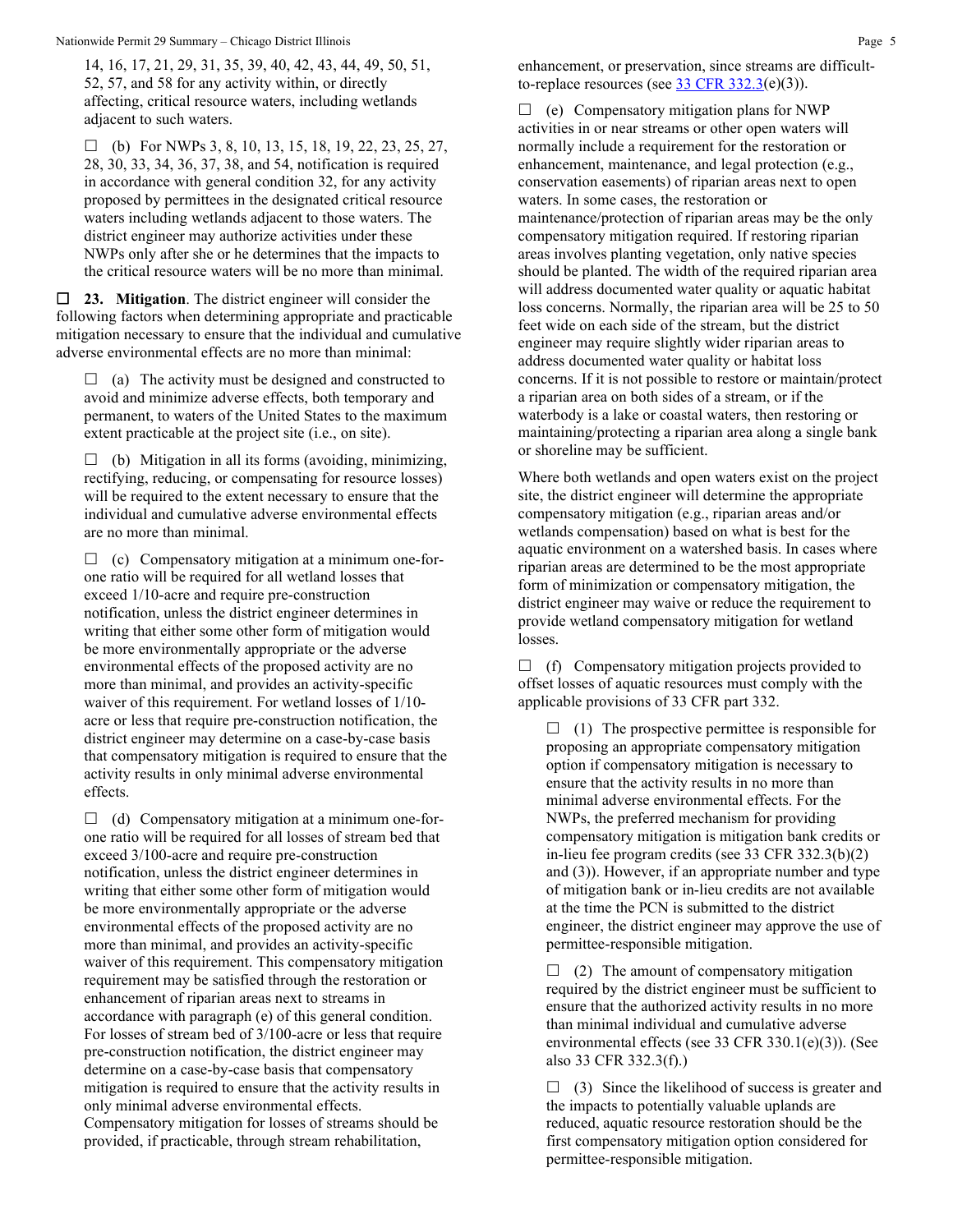14, 16, 17, 21, 29, 31, 35, 39, 40, 42, 43, 44, 49, 50, 51, 52, 57, and 58 for any activity within, or directly affecting, critical resource waters, including wetlands adjacent to such waters.

☐ (b) For NWPs 3, 8, 10, 13, 15, 18, 19, 22, 23, 25, 27, 28, 30, 33, 34, 36, 37, 38, and 54, notification is required in accordance with general condition 32, for any activity proposed by permittees in the designated critical resource waters including wetlands adjacent to those waters. The district engineer may authorize activities under these NWPs only after she or he determines that the impacts to the critical resource waters will be no more than minimal.

☐ **23. Mitigation**. The district engineer will consider the following factors when determining appropriate and practicable mitigation necessary to ensure that the individual and cumulative adverse environmental effects are no more than minimal:

☐ (a) The activity must be designed and constructed to avoid and minimize adverse effects, both temporary and permanent, to waters of the United States to the maximum extent practicable at the project site (i.e., on site).

☐ (b) Mitigation in all its forms (avoiding, minimizing, rectifying, reducing, or compensating for resource losses) will be required to the extent necessary to ensure that the individual and cumulative adverse environmental effects are no more than minimal.

☐ (c) Compensatory mitigation at a minimum one-for-one ratio will be required for all wetland losses that exceed 1/10-acre and require pre-construction notification, unless the district engineer determines in writing that either some other form of mitigation would be more environmentally appropriate or the adverse environmental effects of the proposed activity are no more than minimal, and provides an activity-specific waiver of this requirement. For wetland losses of 1/10-acre or less that require pre-construction notification, the district engineer may determine on a case-by-case basis that compensatory mitigation is required to ensure that the activity results in only minimal adverse environmental effects.

☐ (d) Compensatory mitigation at a minimum one-for-one ratio will be required for all losses of stream bed that exceed 3/100-acre and require pre-construction notification, unless the district engineer determines in writing that either some other form of mitigation would be more environmentally appropriate or the adverse environmental effects of the proposed activity are no more than minimal, and provides an activity-specific waiver of this requirement. This compensatory mitigation requirement may be satisfied through the restoration or enhancement of riparian areas next to streams in accordance with paragraph (e) of this general condition. For losses of stream bed of 3/100-acre or less that require pre-construction notification, the district engineer may determine on a case-by-case basis that compensatory mitigation is required to ensure that the activity results in only minimal adverse environmental effects. Compensatory mitigation for losses of streams should be provided, if practicable, through stream rehabilitation, enhancement, or preservation, since streams are difficult-to-replace resources (see [33 CFR 332.3](33 CFR 332.3)(e)(3)).

☐ (e) Compensatory mitigation plans for NWP activities in or near streams or other open waters will normally include a requirement for the restoration or enhancement, maintenance, and legal protection (e.g., conservation easements) of riparian areas next to open waters. In some cases, the restoration or maintenance/protection of riparian areas may be the only compensatory mitigation required. If restoring riparian areas involves planting vegetation, only native species should be planted. The width of the required riparian area will address documented water quality or aquatic habitat loss concerns. Normally, the riparian area will be 25 to 50 feet wide on each side of the stream, but the district engineer may require slightly wider riparian areas to address documented water quality or habitat loss concerns. If it is not possible to restore or maintain/protect a riparian area on both sides of a stream, or if the waterbody is a lake or coastal waters, then restoring or maintaining/protecting a riparian area along a single bank or shoreline may be sufficient.

Where both wetlands and open waters exist on the project site, the district engineer will determine the appropriate compensatory mitigation (e.g., riparian areas and/or wetlands compensation) based on what is best for the aquatic environment on a watershed basis. In cases where riparian areas are determined to be the most appropriate form of minimization or compensatory mitigation, the district engineer may waive or reduce the requirement to provide wetland compensatory mitigation for wetland losses.

☐ (f) Compensatory mitigation projects provided to offset losses of aquatic resources must comply with the applicable provisions of 33 CFR part 332.

☐ (1) The prospective permittee is responsible for proposing an appropriate compensatory mitigation option if compensatory mitigation is necessary to ensure that the activity results in no more than minimal adverse environmental effects. For the NWPs, the preferred mechanism for providing compensatory mitigation is mitigation bank credits or in-lieu fee program credits (see 33 CFR 332.3(b)(2) and (3)). However, if an appropriate number and type of mitigation bank or in-lieu credits are not available at the time the PCN is submitted to the district engineer, the district engineer may approve the use of permittee-responsible mitigation.

☐ (2) The amount of compensatory mitigation required by the district engineer must be sufficient to ensure that the authorized activity results in no more than minimal individual and cumulative adverse environmental effects (see 33 CFR 330.1(e)(3)). (See also 33 CFR 332.3(f).)

☐ (3) Since the likelihood of success is greater and the impacts to potentially valuable uplands are reduced, aquatic resource restoration should be the first compensatory mitigation option considered for permittee-responsible mitigation.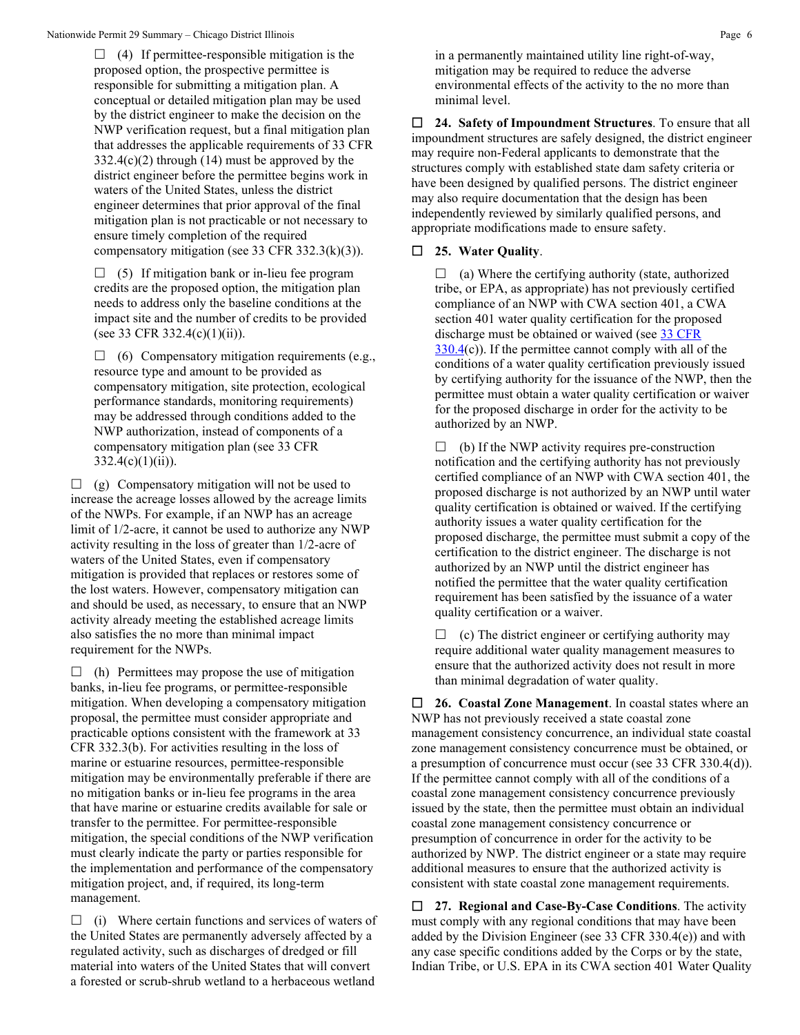☐ (4) If permittee-responsible mitigation is the proposed option, the prospective permittee is responsible for submitting a mitigation plan. A conceptual or detailed mitigation plan may be used by the district engineer to make the decision on the NWP verification request, but a final mitigation plan that addresses the applicable requirements of 33 CFR 332.4(c)(2) through (14) must be approved by the district engineer before the permittee begins work in waters of the United States, unless the district engineer determines that prior approval of the final mitigation plan is not practicable or not necessary to ensure timely completion of the required compensatory mitigation (see 33 CFR 332.3(k)(3)).

☐ (5) If mitigation bank or in-lieu fee program credits are the proposed option, the mitigation plan needs to address only the baseline conditions at the impact site and the number of credits to be provided (see 33 CFR 332.4(c)(1)(ii)).

☐ (6) Compensatory mitigation requirements (e.g., resource type and amount to be provided as compensatory mitigation, site protection, ecological performance standards, monitoring requirements) may be addressed through conditions added to the NWP authorization, instead of components of a compensatory mitigation plan (see 33 CFR 332.4(c)(1)(ii)).

☐ (g) Compensatory mitigation will not be used to increase the acreage losses allowed by the acreage limits of the NWPs. For example, if an NWP has an acreage limit of 1/2-acre, it cannot be used to authorize any NWP activity resulting in the loss of greater than 1/2-acre of waters of the United States, even if compensatory mitigation is provided that replaces or restores some of the lost waters. However, compensatory mitigation can and should be used, as necessary, to ensure that an NWP activity already meeting the established acreage limits also satisfies the no more than minimal impact requirement for the NWPs.

☐ (h) Permittees may propose the use of mitigation banks, in-lieu fee programs, or permittee-responsible mitigation. When developing a compensatory mitigation proposal, the permittee must consider appropriate and practicable options consistent with the framework at 33 CFR 332.3(b). For activities resulting in the loss of marine or estuarine resources, permittee-responsible mitigation may be environmentally preferable if there are no mitigation banks or in-lieu fee programs in the area that have marine or estuarine credits available for sale or transfer to the permittee. For permittee-responsible mitigation, the special conditions of the NWP verification must clearly indicate the party or parties responsible for the implementation and performance of the compensatory mitigation project, and, if required, its long-term management.

☐ (i) Where certain functions and services of waters of the United States are permanently adversely affected by a regulated activity, such as discharges of dredged or fill material into waters of the United States that will convert a forested or scrub-shrub wetland to a herbaceous wetland in a permanently maintained utility line right-of-way, mitigation may be required to reduce the adverse environmental effects of the activity to the no more than minimal level.

☐ **24. Safety of Impoundment Structures**. To ensure that all impoundment structures are safely designed, the district engineer may require non-Federal applicants to demonstrate that the structures comply with established state dam safety criteria or have been designed by qualified persons. The district engineer may also require documentation that the design has been independently reviewed by similarly qualified persons, and appropriate modifications made to ensure safety.

☐ **25. Water Quality**.

☐ (a) Where the certifying authority (state, authorized tribe, or EPA, as appropriate) has not previously certified compliance of an NWP with CWA section 401, a CWA section 401 water quality certification for the proposed discharge must be obtained or waived (see 33 CFR 330.4(c)). If the permittee cannot comply with all of the conditions of a water quality certification previously issued by certifying authority for the issuance of the NWP, then the permittee must obtain a water quality certification or waiver for the proposed discharge in order for the activity to be authorized by an NWP.

☐ (b) If the NWP activity requires pre-construction notification and the certifying authority has not previously certified compliance of an NWP with CWA section 401, the proposed discharge is not authorized by an NWP until water quality certification is obtained or waived. If the certifying authority issues a water quality certification for the proposed discharge, the permittee must submit a copy of the certification to the district engineer. The discharge is not authorized by an NWP until the district engineer has notified the permittee that the water quality certification requirement has been satisfied by the issuance of a water quality certification or a waiver.

☐ (c) The district engineer or certifying authority may require additional water quality management measures to ensure that the authorized activity does not result in more than minimal degradation of water quality.

☐ **26. Coastal Zone Management**. In coastal states where an NWP has not previously received a state coastal zone management consistency concurrence, an individual state coastal zone management consistency concurrence must be obtained, or a presumption of concurrence must occur (see 33 CFR 330.4(d)). If the permittee cannot comply with all of the conditions of a coastal zone management consistency concurrence previously issued by the state, then the permittee must obtain an individual coastal zone management consistency concurrence or presumption of concurrence in order for the activity to be authorized by NWP. The district engineer or a state may require additional measures to ensure that the authorized activity is consistent with state coastal zone management requirements.

☐ **27. Regional and Case-By-Case Conditions**. The activity must comply with any regional conditions that may have been added by the Division Engineer (see 33 CFR 330.4(e)) and with any case specific conditions added by the Corps or by the state, Indian Tribe, or U.S. EPA in its CWA section 401 Water Quality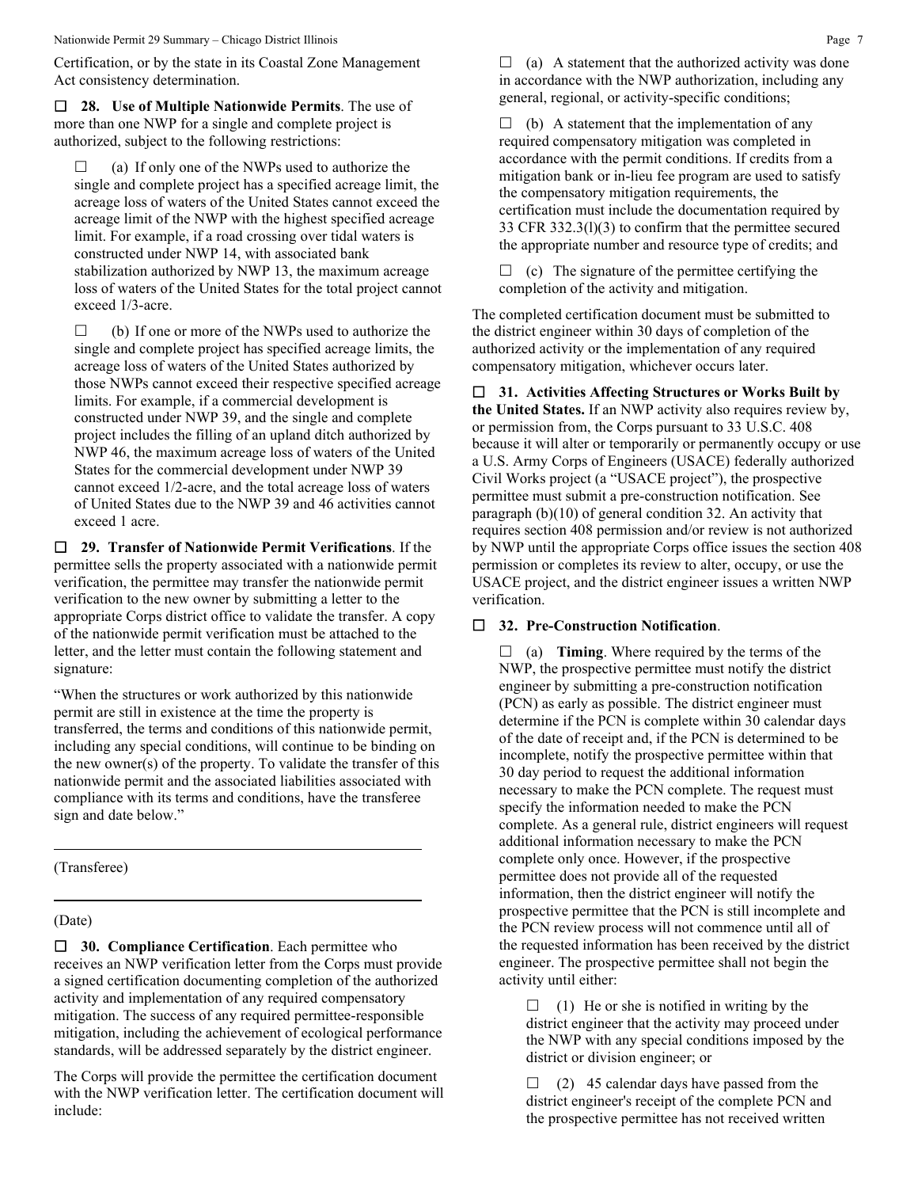Certification, or by the state in its Coastal Zone Management Act consistency determination.

☐ **28. Use of Multiple Nationwide Permits**. The use of more than one NWP for a single and complete project is authorized, subject to the following restrictions:

☐ (a) If only one of the NWPs used to authorize the single and complete project has a specified acreage limit, the acreage loss of waters of the United States cannot exceed the acreage limit of the NWP with the highest specified acreage limit. For example, if a road crossing over tidal waters is constructed under NWP 14, with associated bank stabilization authorized by NWP 13, the maximum acreage loss of waters of the United States for the total project cannot exceed 1/3-acre.

☐ (b) If one or more of the NWPs used to authorize the single and complete project has specified acreage limits, the acreage loss of waters of the United States authorized by those NWPs cannot exceed their respective specified acreage limits. For example, if a commercial development is constructed under NWP 39, and the single and complete project includes the filling of an upland ditch authorized by NWP 46, the maximum acreage loss of waters of the United States for the commercial development under NWP 39 cannot exceed 1/2-acre, and the total acreage loss of waters of United States due to the NWP 39 and 46 activities cannot exceed 1 acre.

☐ **29. Transfer of Nationwide Permit Verifications**. If the permittee sells the property associated with a nationwide permit verification, the permittee may transfer the nationwide permit verification to the new owner by submitting a letter to the appropriate Corps district office to validate the transfer. A copy of the nationwide permit verification must be attached to the letter, and the letter must contain the following statement and signature:

"When the structures or work authorized by this nationwide permit are still in existence at the time the property is transferred, the terms and conditions of this nationwide permit, including any special conditions, will continue to be binding on the new owner(s) of the property. To validate the transfer of this nationwide permit and the associated liabilities associated with compliance with its terms and conditions, have the transferee sign and date below."

\_\_\_\_\_\_\_\_\_\_\_\_\_\_\_\_\_\_\_\_\_\_\_\_\_\_\_\_\_\_\_\_\_\_\_\_\_\_\_\_

(Transferee)

\_\_\_\_\_\_\_\_\_\_\_\_\_\_\_\_\_\_\_\_\_\_\_\_\_\_\_\_\_\_\_\_\_\_\_\_\_\_\_\_

(Date)

☐ **30. Compliance Certification**. Each permittee who receives an NWP verification letter from the Corps must provide a signed certification documenting completion of the authorized activity and implementation of any required compensatory mitigation. The success of any required permittee-responsible mitigation, including the achievement of ecological performance standards, will be addressed separately by the district engineer.

The Corps will provide the permittee the certification document with the NWP verification letter. The certification document will include:

☐ (a) A statement that the authorized activity was done in accordance with the NWP authorization, including any general, regional, or activity-specific conditions;

☐ (b) A statement that the implementation of any required compensatory mitigation was completed in accordance with the permit conditions. If credits from a mitigation bank or in-lieu fee program are used to satisfy the compensatory mitigation requirements, the certification must include the documentation required by 33 CFR 332.3(l)(3) to confirm that the permittee secured the appropriate number and resource type of credits; and

☐ (c) The signature of the permittee certifying the completion of the activity and mitigation.

The completed certification document must be submitted to the district engineer within 30 days of completion of the authorized activity or the implementation of any required compensatory mitigation, whichever occurs later.

☐ **31. Activities Affecting Structures or Works Built by the United States.** If an NWP activity also requires review by, or permission from, the Corps pursuant to 33 U.S.C. 408 because it will alter or temporarily or permanently occupy or use a U.S. Army Corps of Engineers (USACE) federally authorized Civil Works project (a "USACE project"), the prospective permittee must submit a pre-construction notification. See paragraph (b)(10) of general condition 32. An activity that requires section 408 permission and/or review is not authorized by NWP until the appropriate Corps office issues the section 408 permission or completes its review to alter, occupy, or use the USACE project, and the district engineer issues a written NWP verification.

☐ **32. Pre-Construction Notification**.

☐ (a) **Timing**. Where required by the terms of the NWP, the prospective permittee must notify the district engineer by submitting a pre-construction notification (PCN) as early as possible. The district engineer must determine if the PCN is complete within 30 calendar days of the date of receipt and, if the PCN is determined to be incomplete, notify the prospective permittee within that 30 day period to request the additional information necessary to make the PCN complete. The request must specify the information needed to make the PCN complete. As a general rule, district engineers will request additional information necessary to make the PCN complete only once. However, if the prospective permittee does not provide all of the requested information, then the district engineer will notify the prospective permittee that the PCN is still incomplete and the PCN review process will not commence until all of the requested information has been received by the district engineer. The prospective permittee shall not begin the activity until either:

☐ (1) He or she is notified in writing by the district engineer that the activity may proceed under the NWP with any special conditions imposed by the district or division engineer; or

☐ (2) 45 calendar days have passed from the district engineer's receipt of the complete PCN and the prospective permittee has not received written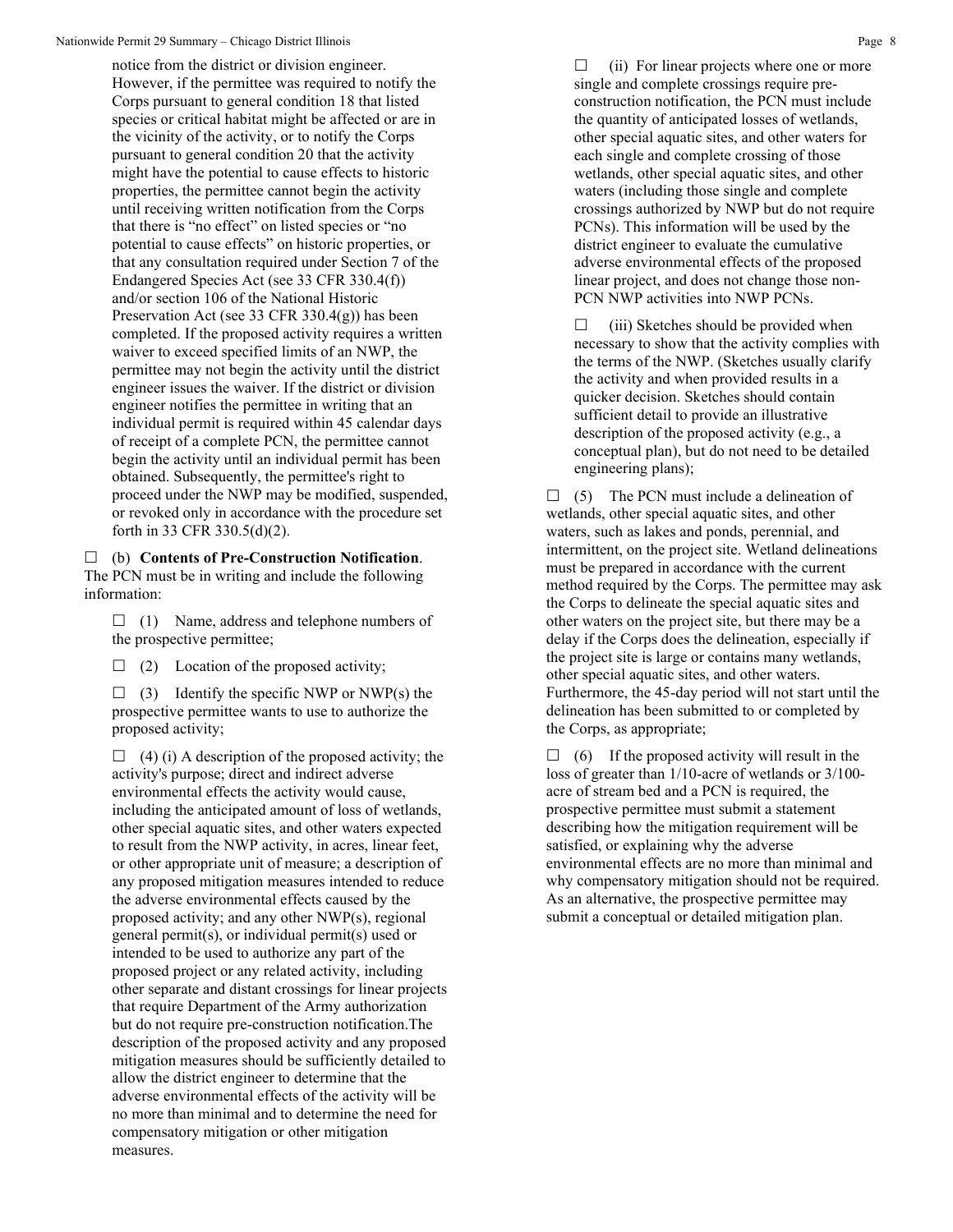notice from the district or division engineer. However, if the permittee was required to notify the Corps pursuant to general condition 18 that listed species or critical habitat might be affected or are in the vicinity of the activity, or to notify the Corps pursuant to general condition 20 that the activity might have the potential to cause effects to historic properties, the permittee cannot begin the activity until receiving written notification from the Corps that there is "no effect" on listed species or "no potential to cause effects" on historic properties, or that any consultation required under Section 7 of the Endangered Species Act (see 33 CFR 330.4(f)) and/or section 106 of the National Historic Preservation Act (see 33 CFR 330.4(g)) has been completed. If the proposed activity requires a written waiver to exceed specified limits of an NWP, the permittee may not begin the activity until the district engineer issues the waiver. If the district or division engineer notifies the permittee in writing that an individual permit is required within 45 calendar days of receipt of a complete PCN, the permittee cannot begin the activity until an individual permit has been obtained. Subsequently, the permittee's right to proceed under the NWP may be modified, suspended, or revoked only in accordance with the procedure set forth in 33 CFR 330.5(d)(2).

☐ (b) **Contents of Pre-Construction Notification**. The PCN must be in writing and include the following information:

☐ (1) Name, address and telephone numbers of the prospective permittee;

☐ (2) Location of the proposed activity;

☐ (3) Identify the specific NWP or NWP(s) the prospective permittee wants to use to authorize the proposed activity;

☐ (4) (i) A description of the proposed activity; the activity's purpose; direct and indirect adverse environmental effects the activity would cause, including the anticipated amount of loss of wetlands, other special aquatic sites, and other waters expected to result from the NWP activity, in acres, linear feet, or other appropriate unit of measure; a description of any proposed mitigation measures intended to reduce the adverse environmental effects caused by the proposed activity; and any other NWP(s), regional general permit(s), or individual permit(s) used or intended to be used to authorize any part of the proposed project or any related activity, including other separate and distant crossings for linear projects that require Department of the Army authorization but do not require pre-construction notification.The description of the proposed activity and any proposed mitigation measures should be sufficiently detailed to allow the district engineer to determine that the adverse environmental effects of the activity will be no more than minimal and to determine the need for compensatory mitigation or other mitigation measures.

☐ (ii) For linear projects where one or more single and complete crossings require pre-construction notification, the PCN must include the quantity of anticipated losses of wetlands, other special aquatic sites, and other waters for each single and complete crossing of those wetlands, other special aquatic sites, and other waters (including those single and complete crossings authorized by NWP but do not require PCNs). This information will be used by the district engineer to evaluate the cumulative adverse environmental effects of the proposed linear project, and does not change those non-PCN NWP activities into NWP PCNs.

☐ (iii) Sketches should be provided when necessary to show that the activity complies with the terms of the NWP. (Sketches usually clarify the activity and when provided results in a quicker decision. Sketches should contain sufficient detail to provide an illustrative description of the proposed activity (e.g., a conceptual plan), but do not need to be detailed engineering plans);

☐ (5) The PCN must include a delineation of wetlands, other special aquatic sites, and other waters, such as lakes and ponds, perennial, and intermittent, on the project site. Wetland delineations must be prepared in accordance with the current method required by the Corps. The permittee may ask the Corps to delineate the special aquatic sites and other waters on the project site, but there may be a delay if the Corps does the delineation, especially if the project site is large or contains many wetlands, other special aquatic sites, and other waters. Furthermore, the 45-day period will not start until the delineation has been submitted to or completed by the Corps, as appropriate;

☐ (6) If the proposed activity will result in the loss of greater than 1/10-acre of wetlands or 3/100-acre of stream bed and a PCN is required, the prospective permittee must submit a statement describing how the mitigation requirement will be satisfied, or explaining why the adverse environmental effects are no more than minimal and why compensatory mitigation should not be required. As an alternative, the prospective permittee may submit a conceptual or detailed mitigation plan.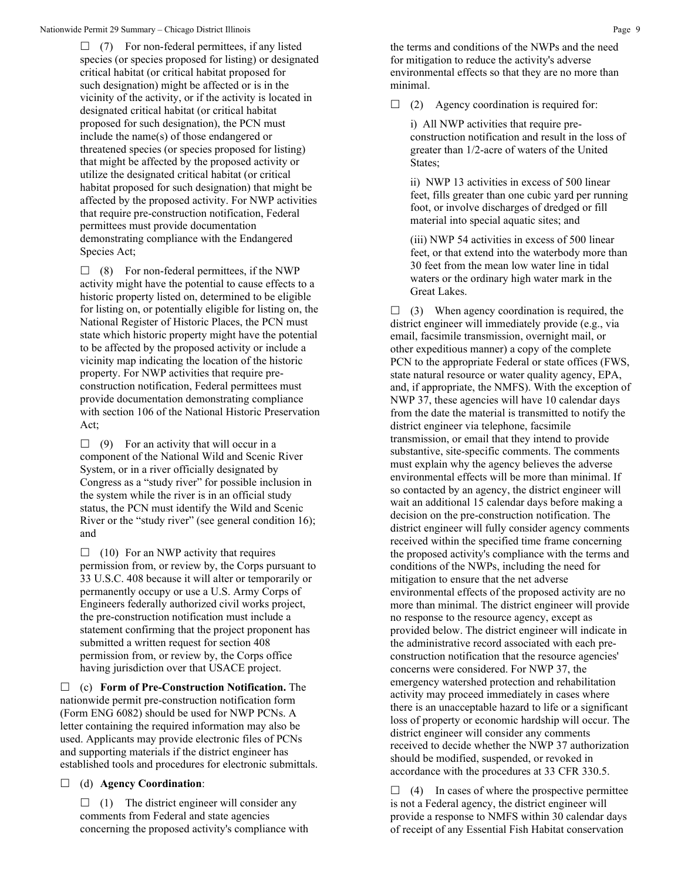☐ (7) For non-federal permittees, if any listed species (or species proposed for listing) or designated critical habitat (or critical habitat proposed for such designation) might be affected or is in the vicinity of the activity, or if the activity is located in designated critical habitat (or critical habitat proposed for such designation), the PCN must include the name(s) of those endangered or threatened species (or species proposed for listing) that might be affected by the proposed activity or utilize the designated critical habitat (or critical habitat proposed for such designation) that might be affected by the proposed activity. For NWP activities that require pre-construction notification, Federal permittees must provide documentation demonstrating compliance with the Endangered Species Act;

☐ (8) For non-federal permittees, if the NWP activity might have the potential to cause effects to a historic property listed on, determined to be eligible for listing on, or potentially eligible for listing on, the National Register of Historic Places, the PCN must state which historic property might have the potential to be affected by the proposed activity or include a vicinity map indicating the location of the historic property. For NWP activities that require pre-construction notification, Federal permittees must provide documentation demonstrating compliance with section 106 of the National Historic Preservation Act;

☐ (9) For an activity that will occur in a component of the National Wild and Scenic River System, or in a river officially designated by Congress as a "study river" for possible inclusion in the system while the river is in an official study status, the PCN must identify the Wild and Scenic River or the "study river" (see general condition 16); and

☐ (10) For an NWP activity that requires permission from, or review by, the Corps pursuant to 33 U.S.C. 408 because it will alter or temporarily or permanently occupy or use a U.S. Army Corps of Engineers federally authorized civil works project, the pre-construction notification must include a statement confirming that the project proponent has submitted a written request for section 408 permission from, or review by, the Corps office having jurisdiction over that USACE project.

☐ (c) **Form of Pre-Construction Notification.** The nationwide permit pre-construction notification form (Form ENG 6082) should be used for NWP PCNs. A letter containing the required information may also be used. Applicants may provide electronic files of PCNs and supporting materials if the district engineer has established tools and procedures for electronic submittals.

☐ (d) **Agency Coordination**:

☐ (1) The district engineer will consider any comments from Federal and state agencies concerning the proposed activity's compliance with the terms and conditions of the NWPs and the need for mitigation to reduce the activity's adverse environmental effects so that they are no more than minimal.

☐ (2) Agency coordination is required for:

i) All NWP activities that require pre-construction notification and result in the loss of greater than 1/2-acre of waters of the United States;

ii) NWP 13 activities in excess of 500 linear feet, fills greater than one cubic yard per running foot, or involve discharges of dredged or fill material into special aquatic sites; and

(iii) NWP 54 activities in excess of 500 linear feet, or that extend into the waterbody more than 30 feet from the mean low water line in tidal waters or the ordinary high water mark in the Great Lakes.

☐ (3) When agency coordination is required, the district engineer will immediately provide (e.g., via email, facsimile transmission, overnight mail, or other expeditious manner) a copy of the complete PCN to the appropriate Federal or state offices (FWS, state natural resource or water quality agency, EPA, and, if appropriate, the NMFS). With the exception of NWP 37, these agencies will have 10 calendar days from the date the material is transmitted to notify the district engineer via telephone, facsimile transmission, or email that they intend to provide substantive, site-specific comments. The comments must explain why the agency believes the adverse environmental effects will be more than minimal. If so contacted by an agency, the district engineer will wait an additional 15 calendar days before making a decision on the pre-construction notification. The district engineer will fully consider agency comments received within the specified time frame concerning the proposed activity's compliance with the terms and conditions of the NWPs, including the need for mitigation to ensure that the net adverse environmental effects of the proposed activity are no more than minimal. The district engineer will provide no response to the resource agency, except as provided below. The district engineer will indicate in the administrative record associated with each pre-construction notification that the resource agencies' concerns were considered. For NWP 37, the emergency watershed protection and rehabilitation activity may proceed immediately in cases where there is an unacceptable hazard to life or a significant loss of property or economic hardship will occur. The district engineer will consider any comments received to decide whether the NWP 37 authorization should be modified, suspended, or revoked in accordance with the procedures at 33 CFR 330.5.

☐ (4) In cases of where the prospective permittee is not a Federal agency, the district engineer will provide a response to NMFS within 30 calendar days of receipt of any Essential Fish Habitat conservation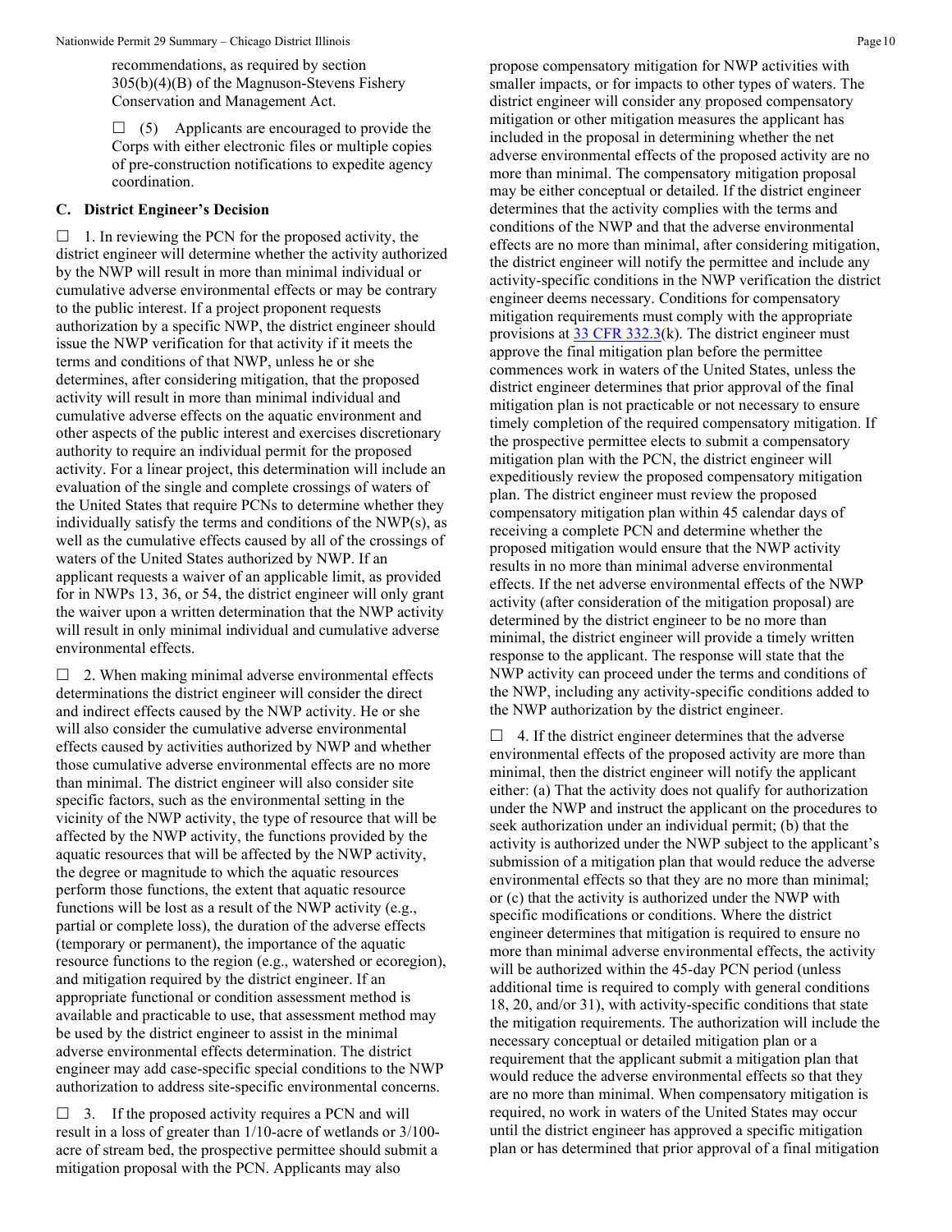recommendations, as required by section 305(b)(4)(B) of the Magnuson-Stevens Fishery Conservation and Management Act.

☐ (5) Applicants are encouraged to provide the Corps with either electronic files or multiple copies of pre-construction notifications to expedite agency coordination.

### C. District Engineer's Decision

☐ 1. In reviewing the PCN for the proposed activity, the district engineer will determine whether the activity authorized by the NWP will result in more than minimal individual or cumulative adverse environmental effects or may be contrary to the public interest. If a project proponent requests authorization by a specific NWP, the district engineer should issue the NWP verification for that activity if it meets the terms and conditions of that NWP, unless he or she determines, after considering mitigation, that the proposed activity will result in more than minimal individual and cumulative adverse effects on the aquatic environment and other aspects of the public interest and exercises discretionary authority to require an individual permit for the proposed activity. For a linear project, this determination will include an evaluation of the single and complete crossings of waters of the United States that require PCNs to determine whether they individually satisfy the terms and conditions of the NWP(s), as well as the cumulative effects caused by all of the crossings of waters of the United States authorized by NWP. If an applicant requests a waiver of an applicable limit, as provided for in NWPs 13, 36, or 54, the district engineer will only grant the waiver upon a written determination that the NWP activity will result in only minimal individual and cumulative adverse environmental effects.

☐ 2. When making minimal adverse environmental effects determinations the district engineer will consider the direct and indirect effects caused by the NWP activity. He or she will also consider the cumulative adverse environmental effects caused by activities authorized by NWP and whether those cumulative adverse environmental effects are no more than minimal. The district engineer will also consider site specific factors, such as the environmental setting in the vicinity of the NWP activity, the type of resource that will be affected by the NWP activity, the functions provided by the aquatic resources that will be affected by the NWP activity, the degree or magnitude to which the aquatic resources perform those functions, the extent that aquatic resource functions will be lost as a result of the NWP activity (e.g., partial or complete loss), the duration of the adverse effects (temporary or permanent), the importance of the aquatic resource functions to the region (e.g., watershed or ecoregion), and mitigation required by the district engineer. If an appropriate functional or condition assessment method is available and practicable to use, that assessment method may be used by the district engineer to assist in the minimal adverse environmental effects determination. The district engineer may add case-specific special conditions to the NWP authorization to address site-specific environmental concerns.

☐ 3. If the proposed activity requires a PCN and will result in a loss of greater than 1/10-acre of wetlands or 3/100-acre of stream bed, the prospective permittee should submit a mitigation proposal with the PCN. Applicants may also propose compensatory mitigation for NWP activities with smaller impacts, or for impacts to other types of waters. The district engineer will consider any proposed compensatory mitigation or other mitigation measures the applicant has included in the proposal in determining whether the net adverse environmental effects of the proposed activity are no more than minimal. The compensatory mitigation proposal may be either conceptual or detailed. If the district engineer determines that the activity complies with the terms and conditions of the NWP and that the adverse environmental effects are no more than minimal, after considering mitigation, the district engineer will notify the permittee and include any activity-specific conditions in the NWP verification the district engineer deems necessary. Conditions for compensatory mitigation requirements must comply with the appropriate provisions at [33 CFR 332.3](k). The district engineer must approve the final mitigation plan before the permittee commences work in waters of the United States, unless the district engineer determines that prior approval of the final mitigation plan is not practicable or not necessary to ensure timely completion of the required compensatory mitigation. If the prospective permittee elects to submit a compensatory mitigation plan with the PCN, the district engineer will expeditiously review the proposed compensatory mitigation plan. The district engineer must review the proposed compensatory mitigation plan within 45 calendar days of receiving a complete PCN and determine whether the proposed mitigation would ensure that the NWP activity results in no more than minimal adverse environmental effects. If the net adverse environmental effects of the NWP activity (after consideration of the mitigation proposal) are determined by the district engineer to be no more than minimal, the district engineer will provide a timely written response to the applicant. The response will state that the NWP activity can proceed under the terms and conditions of the NWP, including any activity-specific conditions added to the NWP authorization by the district engineer.

☐ 4. If the district engineer determines that the adverse environmental effects of the proposed activity are more than minimal, then the district engineer will notify the applicant either: (a) That the activity does not qualify for authorization under the NWP and instruct the applicant on the procedures to seek authorization under an individual permit; (b) that the activity is authorized under the NWP subject to the applicant's submission of a mitigation plan that would reduce the adverse environmental effects so that they are no more than minimal; or (c) that the activity is authorized under the NWP with specific modifications or conditions. Where the district engineer determines that mitigation is required to ensure no more than minimal adverse environmental effects, the activity will be authorized within the 45-day PCN period (unless additional time is required to comply with general conditions 18, 20, and/or 31), with activity-specific conditions that state the mitigation requirements. The authorization will include the necessary conceptual or detailed mitigation plan or a requirement that the applicant submit a mitigation plan that would reduce the adverse environmental effects so that they are no more than minimal. When compensatory mitigation is required, no work in waters of the United States may occur until the district engineer has approved a specific mitigation plan or has determined that prior approval of a final mitigation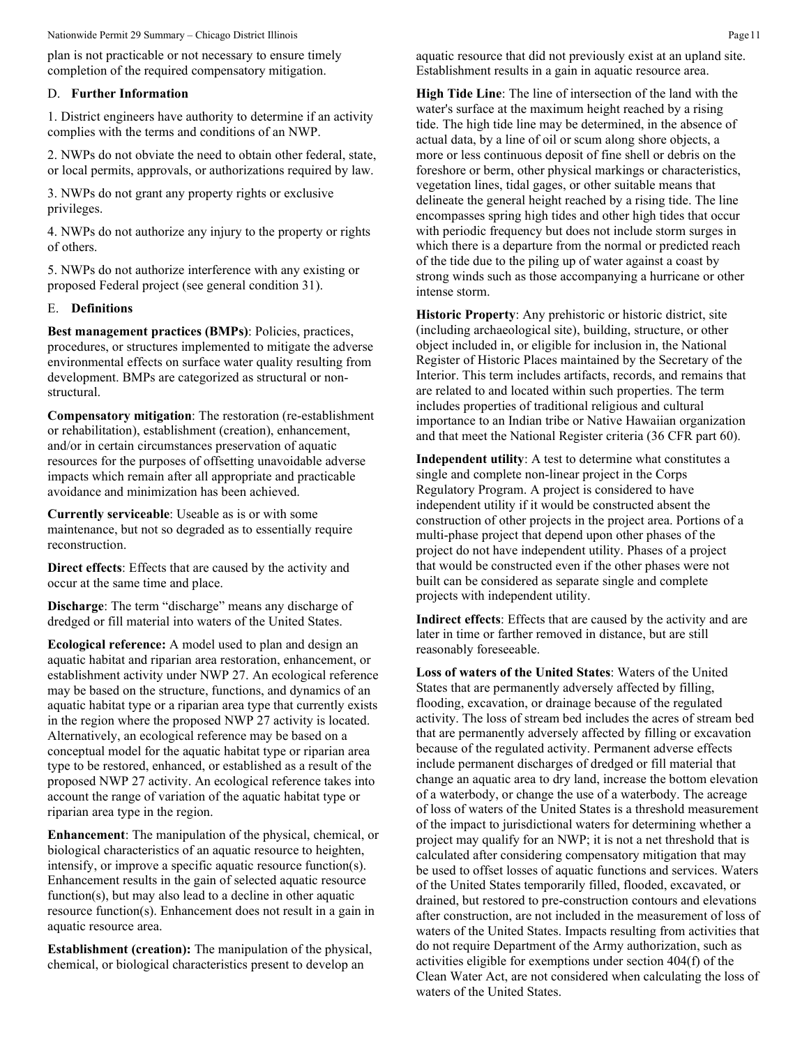plan is not practicable or not necessary to ensure timely completion of the required compensatory mitigation.

## D. Further Information

1. District engineers have authority to determine if an activity complies with the terms and conditions of an NWP.

2. NWPs do not obviate the need to obtain other federal, state, or local permits, approvals, or authorizations required by law.

3. NWPs do not grant any property rights or exclusive privileges.

4. NWPs do not authorize any injury to the property or rights of others.

5. NWPs do not authorize interference with any existing or proposed Federal project (see general condition 31).

## E. Definitions

**Best management practices (BMPs)**: Policies, practices, procedures, or structures implemented to mitigate the adverse environmental effects on surface water quality resulting from development. BMPs are categorized as structural or non-structural.

**Compensatory mitigation**: The restoration (re-establishment or rehabilitation), establishment (creation), enhancement, and/or in certain circumstances preservation of aquatic resources for the purposes of offsetting unavoidable adverse impacts which remain after all appropriate and practicable avoidance and minimization has been achieved.

**Currently serviceable**: Useable as is or with some maintenance, but not so degraded as to essentially require reconstruction.

**Direct effects**: Effects that are caused by the activity and occur at the same time and place.

**Discharge**: The term "discharge" means any discharge of dredged or fill material into waters of the United States.

**Ecological reference:** A model used to plan and design an aquatic habitat and riparian area restoration, enhancement, or establishment activity under NWP 27. An ecological reference may be based on the structure, functions, and dynamics of an aquatic habitat type or a riparian area type that currently exists in the region where the proposed NWP 27 activity is located. Alternatively, an ecological reference may be based on a conceptual model for the aquatic habitat type or riparian area type to be restored, enhanced, or established as a result of the proposed NWP 27 activity. An ecological reference takes into account the range of variation of the aquatic habitat type or riparian area type in the region.

**Enhancement**: The manipulation of the physical, chemical, or biological characteristics of an aquatic resource to heighten, intensify, or improve a specific aquatic resource function(s). Enhancement results in the gain of selected aquatic resource function(s), but may also lead to a decline in other aquatic resource function(s). Enhancement does not result in a gain in aquatic resource area.

**Establishment (creation):** The manipulation of the physical, chemical, or biological characteristics present to develop an aquatic resource that did not previously exist at an upland site. Establishment results in a gain in aquatic resource area.

**High Tide Line**: The line of intersection of the land with the water's surface at the maximum height reached by a rising tide. The high tide line may be determined, in the absence of actual data, by a line of oil or scum along shore objects, a more or less continuous deposit of fine shell or debris on the foreshore or berm, other physical markings or characteristics, vegetation lines, tidal gages, or other suitable means that delineate the general height reached by a rising tide. The line encompasses spring high tides and other high tides that occur with periodic frequency but does not include storm surges in which there is a departure from the normal or predicted reach of the tide due to the piling up of water against a coast by strong winds such as those accompanying a hurricane or other intense storm.

**Historic Property**: Any prehistoric or historic district, site (including archaeological site), building, structure, or other object included in, or eligible for inclusion in, the National Register of Historic Places maintained by the Secretary of the Interior. This term includes artifacts, records, and remains that are related to and located within such properties. The term includes properties of traditional religious and cultural importance to an Indian tribe or Native Hawaiian organization and that meet the National Register criteria (36 CFR part 60).

**Independent utility**: A test to determine what constitutes a single and complete non-linear project in the Corps Regulatory Program. A project is considered to have independent utility if it would be constructed absent the construction of other projects in the project area. Portions of a multi-phase project that depend upon other phases of the project do not have independent utility. Phases of a project that would be constructed even if the other phases were not built can be considered as separate single and complete projects with independent utility.

**Indirect effects**: Effects that are caused by the activity and are later in time or farther removed in distance, but are still reasonably foreseeable.

**Loss of waters of the United States**: Waters of the United States that are permanently adversely affected by filling, flooding, excavation, or drainage because of the regulated activity. The loss of stream bed includes the acres of stream bed that are permanently adversely affected by filling or excavation because of the regulated activity. Permanent adverse effects include permanent discharges of dredged or fill material that change an aquatic area to dry land, increase the bottom elevation of a waterbody, or change the use of a waterbody. The acreage of loss of waters of the United States is a threshold measurement of the impact to jurisdictional waters for determining whether a project may qualify for an NWP; it is not a net threshold that is calculated after considering compensatory mitigation that may be used to offset losses of aquatic functions and services. Waters of the United States temporarily filled, flooded, excavated, or drained, but restored to pre-construction contours and elevations after construction, are not included in the measurement of loss of waters of the United States. Impacts resulting from activities that do not require Department of the Army authorization, such as activities eligible for exemptions under section 404(f) of the Clean Water Act, are not considered when calculating the loss of waters of the United States.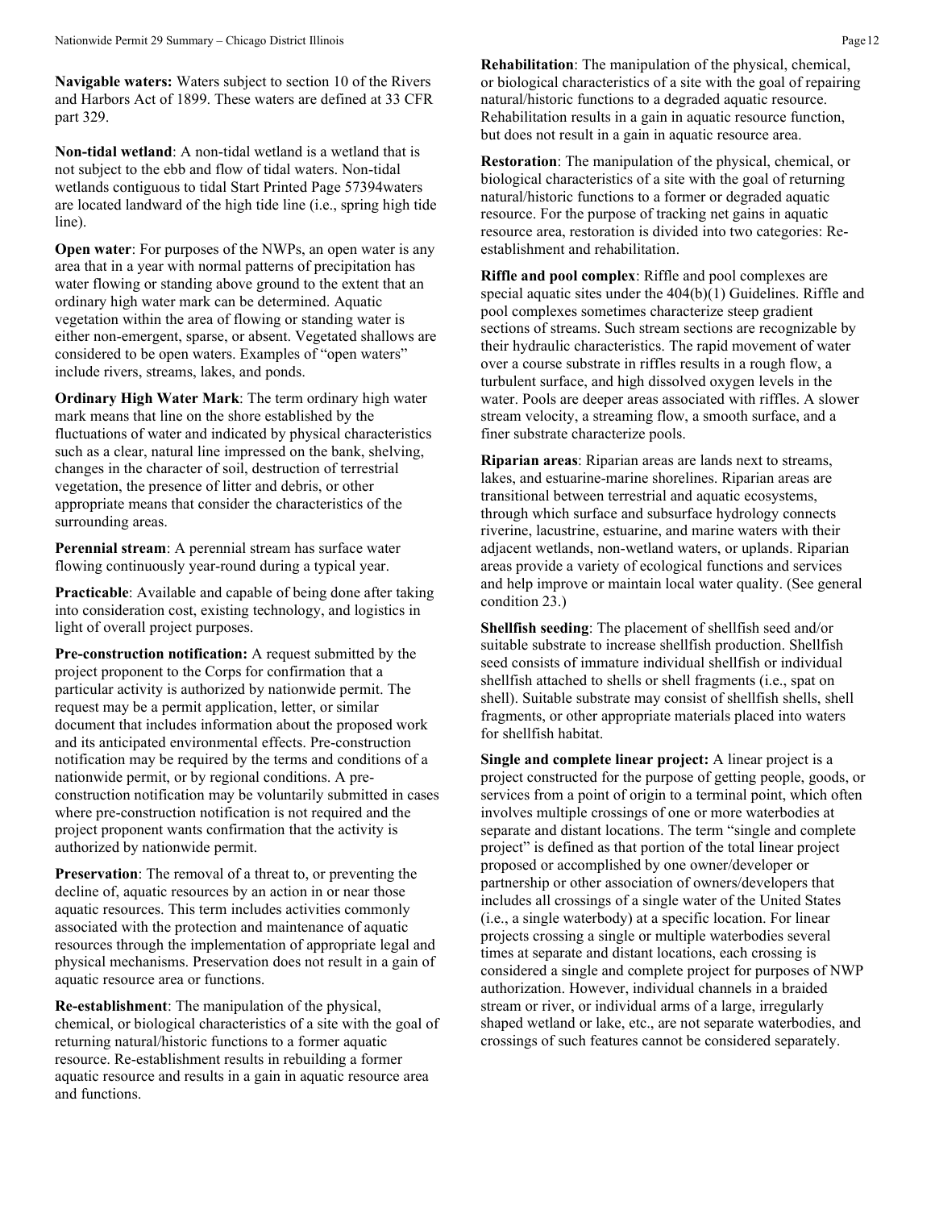**Navigable waters:** Waters subject to section 10 of the Rivers and Harbors Act of 1899. These waters are defined at 33 CFR part 329.

**Non-tidal wetland**: A non-tidal wetland is a wetland that is not subject to the ebb and flow of tidal waters. Non-tidal wetlands contiguous to tidal Start Printed Page 57394waters are located landward of the high tide line (i.e., spring high tide line).

**Open water**: For purposes of the NWPs, an open water is any area that in a year with normal patterns of precipitation has water flowing or standing above ground to the extent that an ordinary high water mark can be determined. Aquatic vegetation within the area of flowing or standing water is either non-emergent, sparse, or absent. Vegetated shallows are considered to be open waters. Examples of "open waters" include rivers, streams, lakes, and ponds.

**Ordinary High Water Mark**: The term ordinary high water mark means that line on the shore established by the fluctuations of water and indicated by physical characteristics such as a clear, natural line impressed on the bank, shelving, changes in the character of soil, destruction of terrestrial vegetation, the presence of litter and debris, or other appropriate means that consider the characteristics of the surrounding areas.

**Perennial stream**: A perennial stream has surface water flowing continuously year-round during a typical year.

**Practicable**: Available and capable of being done after taking into consideration cost, existing technology, and logistics in light of overall project purposes.

**Pre-construction notification:** A request submitted by the project proponent to the Corps for confirmation that a particular activity is authorized by nationwide permit. The request may be a permit application, letter, or similar document that includes information about the proposed work and its anticipated environmental effects. Pre-construction notification may be required by the terms and conditions of a nationwide permit, or by regional conditions. A pre-construction notification may be voluntarily submitted in cases where pre-construction notification is not required and the project proponent wants confirmation that the activity is authorized by nationwide permit.

**Preservation**: The removal of a threat to, or preventing the decline of, aquatic resources by an action in or near those aquatic resources. This term includes activities commonly associated with the protection and maintenance of aquatic resources through the implementation of appropriate legal and physical mechanisms. Preservation does not result in a gain of aquatic resource area or functions.

**Re-establishment**: The manipulation of the physical, chemical, or biological characteristics of a site with the goal of returning natural/historic functions to a former aquatic resource. Re-establishment results in rebuilding a former aquatic resource and results in a gain in aquatic resource area and functions.

**Rehabilitation**: The manipulation of the physical, chemical, or biological characteristics of a site with the goal of repairing natural/historic functions to a degraded aquatic resource. Rehabilitation results in a gain in aquatic resource function, but does not result in a gain in aquatic resource area.

**Restoration**: The manipulation of the physical, chemical, or biological characteristics of a site with the goal of returning natural/historic functions to a former or degraded aquatic resource. For the purpose of tracking net gains in aquatic resource area, restoration is divided into two categories: Re-establishment and rehabilitation.

**Riffle and pool complex**: Riffle and pool complexes are special aquatic sites under the 404(b)(1) Guidelines. Riffle and pool complexes sometimes characterize steep gradient sections of streams. Such stream sections are recognizable by their hydraulic characteristics. The rapid movement of water over a course substrate in riffles results in a rough flow, a turbulent surface, and high dissolved oxygen levels in the water. Pools are deeper areas associated with riffles. A slower stream velocity, a streaming flow, a smooth surface, and a finer substrate characterize pools.

**Riparian areas**: Riparian areas are lands next to streams, lakes, and estuarine-marine shorelines. Riparian areas are transitional between terrestrial and aquatic ecosystems, through which surface and subsurface hydrology connects riverine, lacustrine, estuarine, and marine waters with their adjacent wetlands, non-wetland waters, or uplands. Riparian areas provide a variety of ecological functions and services and help improve or maintain local water quality. (See general condition 23.)

**Shellfish seeding**: The placement of shellfish seed and/or suitable substrate to increase shellfish production. Shellfish seed consists of immature individual shellfish or individual shellfish attached to shells or shell fragments (i.e., spat on shell). Suitable substrate may consist of shellfish shells, shell fragments, or other appropriate materials placed into waters for shellfish habitat.

**Single and complete linear project:** A linear project is a project constructed for the purpose of getting people, goods, or services from a point of origin to a terminal point, which often involves multiple crossings of one or more waterbodies at separate and distant locations. The term "single and complete project" is defined as that portion of the total linear project proposed or accomplished by one owner/developer or partnership or other association of owners/developers that includes all crossings of a single water of the United States (i.e., a single waterbody) at a specific location. For linear projects crossing a single or multiple waterbodies several times at separate and distant locations, each crossing is considered a single and complete project for purposes of NWP authorization. However, individual channels in a braided stream or river, or individual arms of a large, irregularly shaped wetland or lake, etc., are not separate waterbodies, and crossings of such features cannot be considered separately.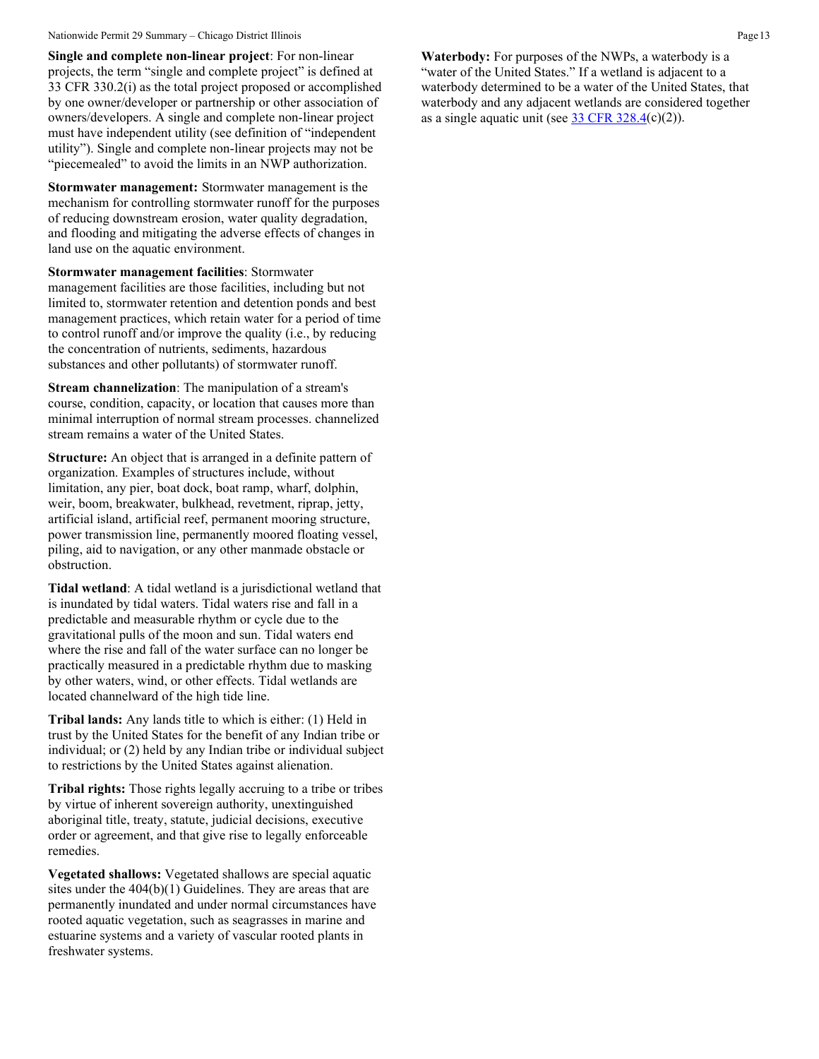**Single and complete non-linear project**: For non-linear projects, the term "single and complete project" is defined at 33 CFR 330.2(i) as the total project proposed or accomplished by one owner/developer or partnership or other association of owners/developers. A single and complete non-linear project must have independent utility (see definition of "independent utility"). Single and complete non-linear projects may not be "piecemealed" to avoid the limits in an NWP authorization.

**Stormwater management:** Stormwater management is the mechanism for controlling stormwater runoff for the purposes of reducing downstream erosion, water quality degradation, and flooding and mitigating the adverse effects of changes in land use on the aquatic environment.

**Stormwater management facilities**: Stormwater management facilities are those facilities, including but not limited to, stormwater retention and detention ponds and best management practices, which retain water for a period of time to control runoff and/or improve the quality (i.e., by reducing the concentration of nutrients, sediments, hazardous substances and other pollutants) of stormwater runoff.

**Stream channelization**: The manipulation of a stream's course, condition, capacity, or location that causes more than minimal interruption of normal stream processes. channelized stream remains a water of the United States.

**Structure:** An object that is arranged in a definite pattern of organization. Examples of structures include, without limitation, any pier, boat dock, boat ramp, wharf, dolphin, weir, boom, breakwater, bulkhead, revetment, riprap, jetty, artificial island, artificial reef, permanent mooring structure, power transmission line, permanently moored floating vessel, piling, aid to navigation, or any other manmade obstacle or obstruction.

**Tidal wetland**: A tidal wetland is a jurisdictional wetland that is inundated by tidal waters. Tidal waters rise and fall in a predictable and measurable rhythm or cycle due to the gravitational pulls of the moon and sun. Tidal waters end where the rise and fall of the water surface can no longer be practically measured in a predictable rhythm due to masking by other waters, wind, or other effects. Tidal wetlands are located channelward of the high tide line.

**Tribal lands:** Any lands title to which is either: (1) Held in trust by the United States for the benefit of any Indian tribe or individual; or (2) held by any Indian tribe or individual subject to restrictions by the United States against alienation.

**Tribal rights:** Those rights legally accruing to a tribe or tribes by virtue of inherent sovereign authority, unextinguished aboriginal title, treaty, statute, judicial decisions, executive order or agreement, and that give rise to legally enforceable remedies.

**Vegetated shallows:** Vegetated shallows are special aquatic sites under the 404(b)(1) Guidelines. They are areas that are permanently inundated and under normal circumstances have rooted aquatic vegetation, such as seagrasses in marine and estuarine systems and a variety of vascular rooted plants in freshwater systems.

**Waterbody:** For purposes of the NWPs, a waterbody is a "water of the United States." If a wetland is adjacent to a waterbody determined to be a water of the United States, that waterbody and any adjacent wetlands are considered together as a single aquatic unit (see 33 CFR 328.4(c)(2)).